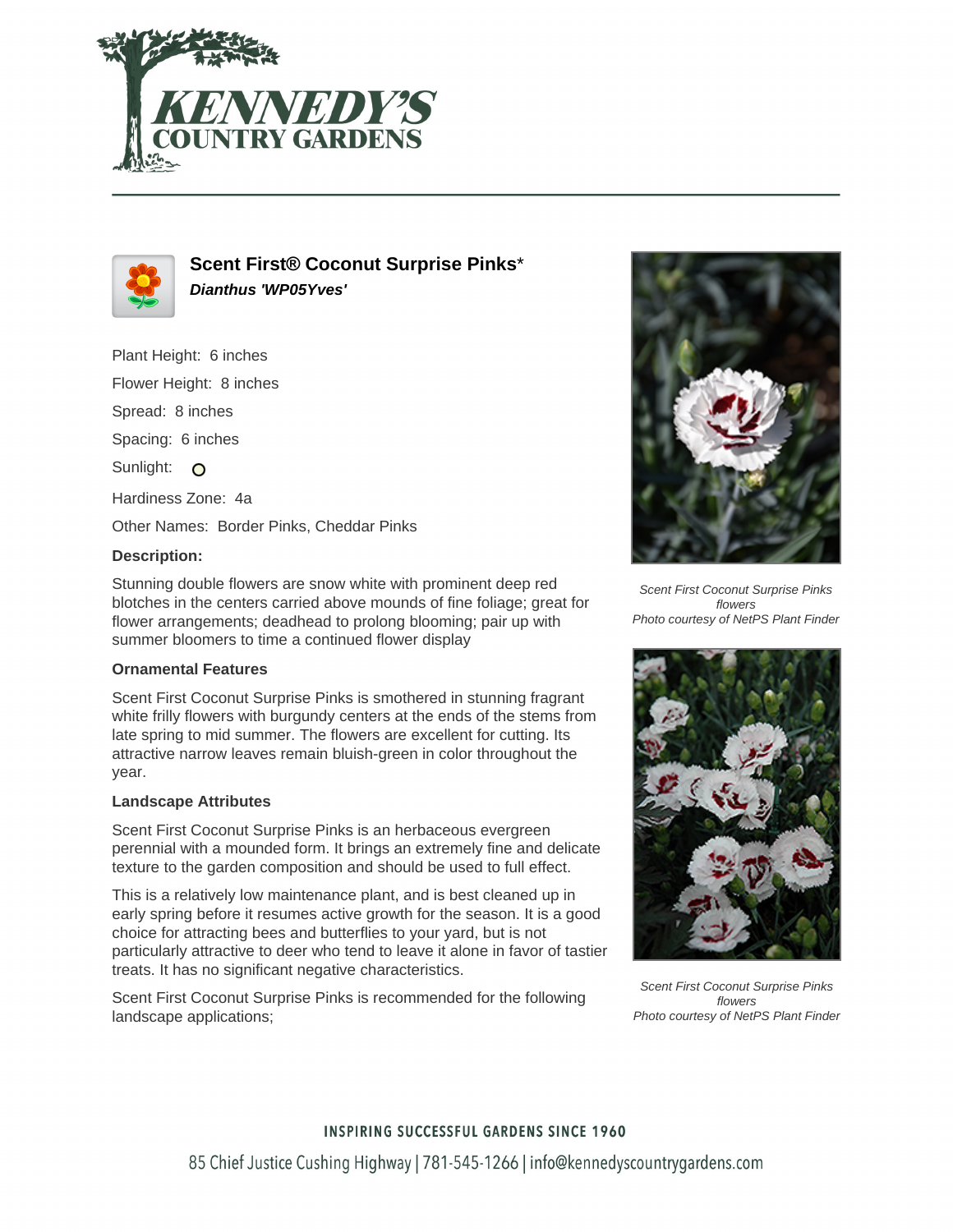# Scent First® Coconut Surprise Pinks*

***Dianthus 'WP05Yves'***

Plant Height: 6 inches

Flower Height: 8 inches

Spread: 8 inches

Spacing: 6 inches

Sunlight: 

Hardiness Zone: 4a

Other Names: Border Pinks, Cheddar Pinks

### Description:

Stunning double flowers are snow white with prominent deep red blotches in the centers carried above mounds of fine foliage; great for flower arrangements; deadhead to prolong blooming; pair up with summer bloomers to time a continued flower display

### Ornamental Features

Scent First Coconut Surprise Pinks is smothered in stunning fragrant white frilly flowers with burgundy centers at the ends of the stems from late spring to mid summer. The flowers are excellent for cutting. Its attractive narrow leaves remain bluish-green in color throughout the year.

### Landscape Attributes

Scent First Coconut Surprise Pinks is an herbaceous evergreen perennial with a mounded form. It brings an extremely fine and delicate texture to the garden composition and should be used to full effect.

This is a relatively low maintenance plant, and is best cleaned up in early spring before it resumes active growth for the season. It is a good choice for attracting bees and butterflies to your yard, but is not particularly attractive to deer who tend to leave it alone in favor of tastier treats. It has no significant negative characteristics.

Scent First Coconut Surprise Pinks is recommended for the following landscape applications;

*Scent First Coconut Surprise Pinks flowers*
*Photo courtesy of NetPS Plant Finder*

*Scent First Coconut Surprise Pinks flowers*
*Photo courtesy of NetPS Plant Finder*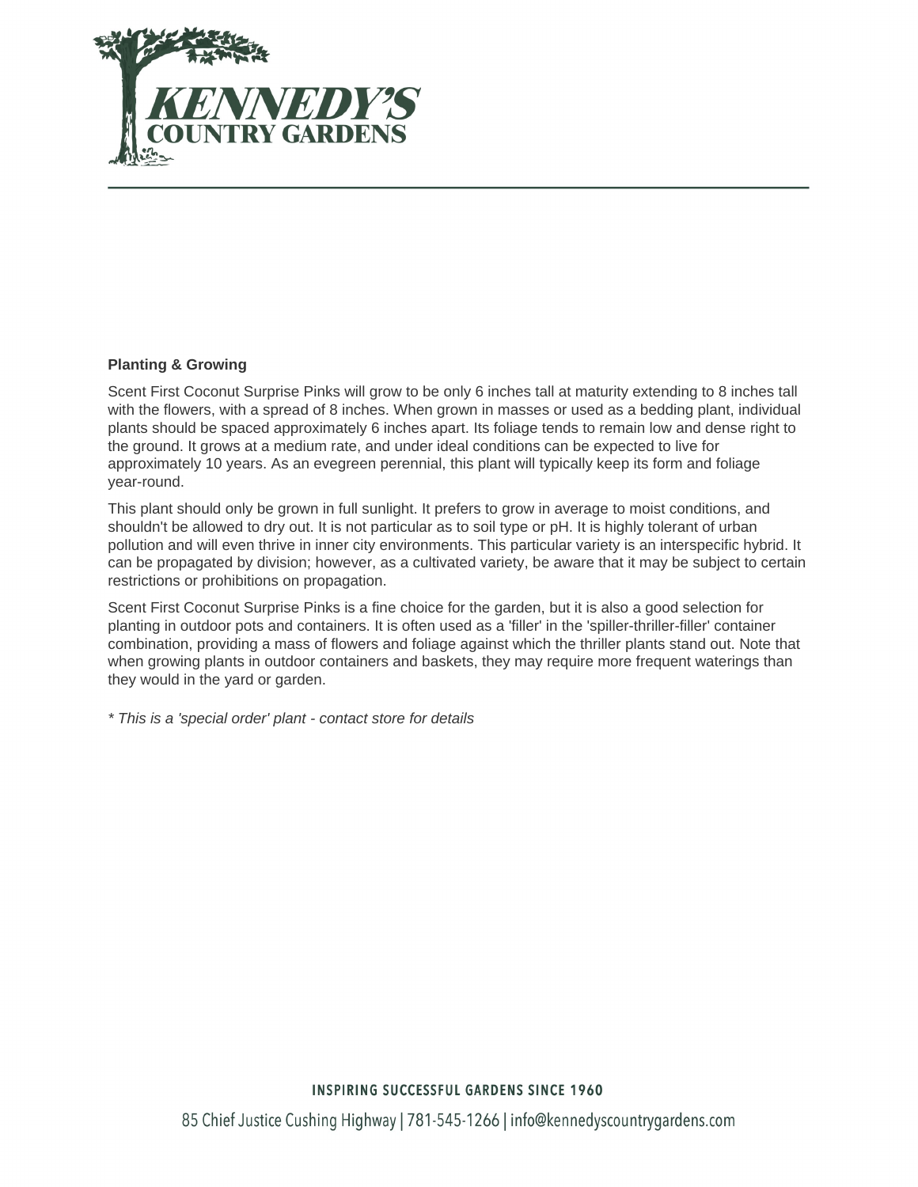**Planting & Growing**

Scent First Coconut Surprise Pinks will grow to be only 6 inches tall at maturity extending to 8 inches tall with the flowers, with a spread of 8 inches. When grown in masses or used as a bedding plant, individual plants should be spaced approximately 6 inches apart. Its foliage tends to remain low and dense right to the ground. It grows at a medium rate, and under ideal conditions can be expected to live for approximately 10 years. As an evegreen perennial, this plant will typically keep its form and foliage year-round.

This plant should only be grown in full sunlight. It prefers to grow in average to moist conditions, and shouldn't be allowed to dry out. It is not particular as to soil type or pH. It is highly tolerant of urban pollution and will even thrive in inner city environments. This particular variety is an interspecific hybrid. It can be propagated by division; however, as a cultivated variety, be aware that it may be subject to certain restrictions or prohibitions on propagation.

Scent First Coconut Surprise Pinks is a fine choice for the garden, but it is also a good selection for planting in outdoor pots and containers. It is often used as a 'filler' in the 'spiller-thriller-filler' container combination, providing a mass of flowers and foliage against which the thriller plants stand out. Note that when growing plants in outdoor containers and baskets, they may require more frequent waterings than they would in the yard or garden.

*\* This is a 'special order' plant - contact store for details*